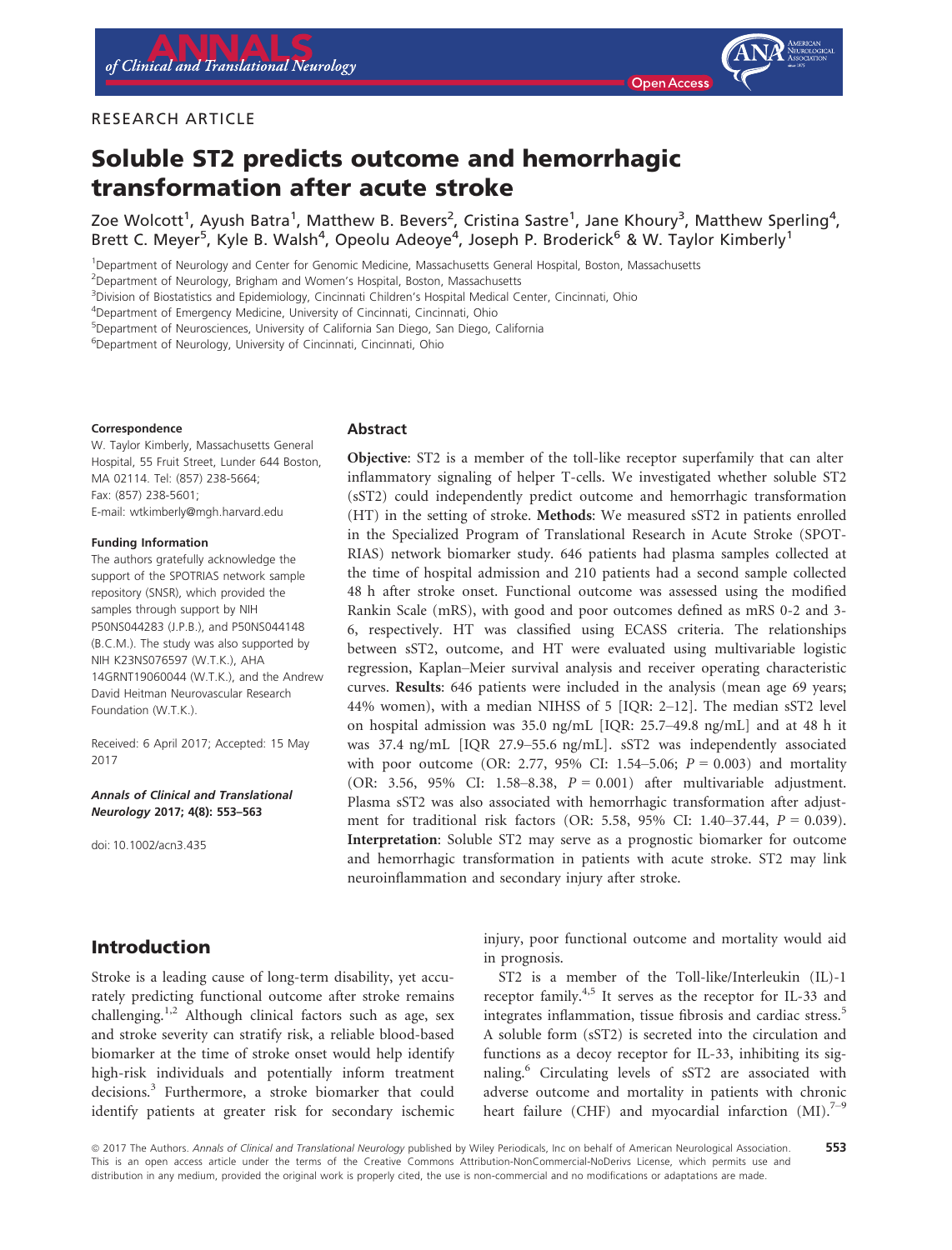RESEARCH ARTICLE

# Soluble ST2 predicts outcome and hemorrhagic transformation after acute stroke

Zoe Wolcott[1], Ayush Batra[1], Matthew B. Bevers[2], Cristina Sastre[1], Jane Khoury[3], Matthew Sperling[4], Brett C. Meyer[5], Kyle B. Walsh[4], Opeolu Adeoye[4], Joseph P. Broderick[6] & W. Taylor Kimberly[1]

[1]Department of Neurology and Center for Genomic Medicine, Massachusetts General Hospital, Boston, Massachusetts
[2]Department of Neurology, Brigham and Women's Hospital, Boston, Massachusetts
[3]Division of Biostatistics and Epidemiology, Cincinnati Children's Hospital Medical Center, Cincinnati, Ohio
[4]Department of Emergency Medicine, University of Cincinnati, Cincinnati, Ohio
[5]Department of Neurosciences, University of California San Diego, San Diego, California
[6]Department of Neurology, University of Cincinnati, Cincinnati, Ohio

**Correspondence**
W. Taylor Kimberly, Massachusetts General Hospital, 55 Fruit Street, Lunder 644 Boston, MA 02114. Tel: (857) 238-5664; Fax: (857) 238-5601; E-mail: wtkimberly@mgh.harvard.edu

**Funding Information**
The authors gratefully acknowledge the support of the SPOTRIAS network sample repository (SNSR), which provided the samples through support by NIH P50NS044283 (J.P.B.), and P50NS044148 (B.C.M.). The study was also supported by NIH K23NS076597 (W.T.K.), AHA 14GRNT19060044 (W.T.K.), and the Andrew David Heitman Neurovascular Research Foundation (W.T.K.).

Received: 6 April 2017; Accepted: 15 May 2017

*Annals of Clinical and Translational Neurology* 2017; 4(8): 553–563

doi: 10.1002/acn3.435

## Abstract

**Objective**: ST2 is a member of the toll-like receptor superfamily that can alter inflammatory signaling of helper T-cells. We investigated whether soluble ST2 (sST2) could independently predict outcome and hemorrhagic transformation (HT) in the setting of stroke. **Methods**: We measured sST2 in patients enrolled in the Specialized Program of Translational Research in Acute Stroke (SPOTRIAS) network biomarker study. 646 patients had plasma samples collected at the time of hospital admission and 210 patients had a second sample collected 48 h after stroke onset. Functional outcome was assessed using the modified Rankin Scale (mRS), with good and poor outcomes defined as mRS 0-2 and 3-6, respectively. HT was classified using ECASS criteria. The relationships between sST2, outcome, and HT were evaluated using multivariable logistic regression, Kaplan–Meier survival analysis and receiver operating characteristic curves. **Results**: 646 patients were included in the analysis (mean age 69 years; 44% women), with a median NIHSS of 5 [IQR: 2–12]. The median sST2 level on hospital admission was 35.0 ng/mL [IQR: 25.7–49.8 ng/mL] and at 48 h it was 37.4 ng/mL [IQR 27.9–55.6 ng/mL]. sST2 was independently associated with poor outcome (OR: 2.77, 95% CI: 1.54–5.06; $P = 0.003$) and mortality (OR: 3.56, 95% CI: 1.58–8.38, $P = 0.001$) after multivariable adjustment. Plasma sST2 was also associated with hemorrhagic transformation after adjustment for traditional risk factors (OR: 5.58, 95% CI: 1.40–37.44, $P = 0.039$). **Interpretation**: Soluble ST2 may serve as a prognostic biomarker for outcome and hemorrhagic transformation in patients with acute stroke. ST2 may link neuroinflammation and secondary injury after stroke.

## Introduction

Stroke is a leading cause of long-term disability, yet accurately predicting functional outcome after stroke remains challenging.[1,2] Although clinical factors such as age, sex and stroke severity can stratify risk, a reliable blood-based biomarker at the time of stroke onset would help identify high-risk individuals and potentially inform treatment decisions.[3] Furthermore, a stroke biomarker that could identify patients at greater risk for secondary ischemic injury, poor functional outcome and mortality would aid in prognosis.

ST2 is a member of the Toll-like/Interleukin (IL)-1 receptor family.[4,5] It serves as the receptor for IL-33 and integrates inflammation, tissue fibrosis and cardiac stress.[5] A soluble form (sST2) is secreted into the circulation and functions as a decoy receptor for IL-33, inhibiting its signaling.[6] Circulating levels of sST2 are associated with adverse outcome and mortality in patients with chronic heart failure (CHF) and myocardial infarction (MI).[7–9]

© 2017 The Authors. *Annals of Clinical and Translational Neurology* published by Wiley Periodicals, Inc on behalf of American Neurological Association. This is an open access article under the terms of the Creative Commons Attribution-NonCommercial-NoDerivs License, which permits use and distribution in any medium, provided the original work is properly cited, the use is non-commercial and no modifications or adaptations are made.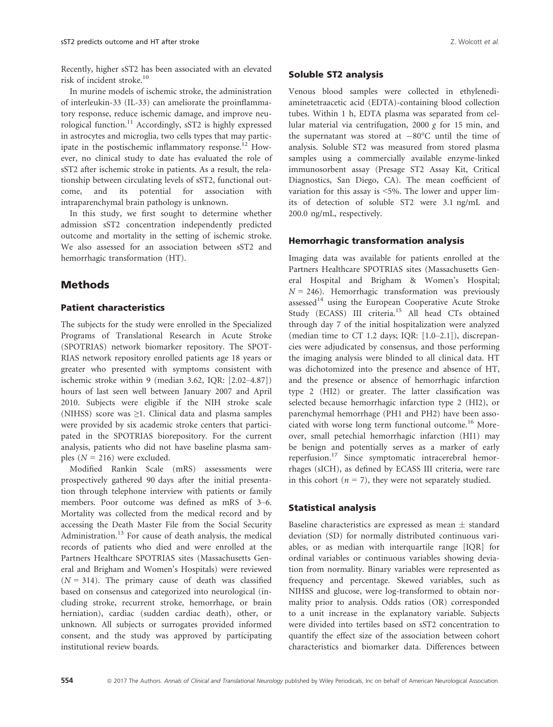Recently, higher sST2 has been associated with an elevated risk of incident stroke.[10]

In murine models of ischemic stroke, the administration of interleukin-33 (IL-33) can ameliorate the proinflammatory response, reduce ischemic damage, and improve neurological function.[11] Accordingly, sST2 is highly expressed in astrocytes and microglia, two cells types that may participate in the postischemic inflammatory response.[12] However, no clinical study to date has evaluated the role of sST2 after ischemic stroke in patients. As a result, the relationship between circulating levels of sST2, functional outcome, and its potential for association with intraparenchymal brain pathology is unknown.

In this study, we first sought to determine whether admission sST2 concentration independently predicted outcome and mortality in the setting of ischemic stroke. We also assessed for an association between sST2 and hemorrhagic transformation (HT).

## Methods

### Patient characteristics

The subjects for the study were enrolled in the Specialized Programs of Translational Research in Acute Stroke (SPOTRIAS) network biomarker repository. The SPOTRIAS network repository enrolled patients age 18 years or greater who presented with symptoms consistent with ischemic stroke within 9 (median 3.62, IQR: [2.02–4.87]) hours of last seen well between January 2007 and April 2010. Subjects were eligible if the NIH stroke scale (NIHSS) score was ≥1. Clinical data and plasma samples were provided by six academic stroke centers that participated in the SPOTRIAS biorepository. For the current analysis, patients who did not have baseline plasma samples ($N = 216$) were excluded.

Modified Rankin Scale (mRS) assessments were prospectively gathered 90 days after the initial presentation through telephone interview with patients or family members. Poor outcome was defined as mRS of 3–6. Mortality was collected from the medical record and by accessing the Death Master File from the Social Security Administration.[13] For cause of death analysis, the medical records of patients who died and were enrolled at the Partners Healthcare SPOTRIAS sites (Massachusetts General and Brigham and Women's Hospitals) were reviewed ($N = 314$). The primary cause of death was classified based on consensus and categorized into neurological (including stroke, recurrent stroke, hemorrhage, or brain herniation), cardiac (sudden cardiac death), other, or unknown. All subjects or surrogates provided informed consent, and the study was approved by participating institutional review boards.

### Soluble ST2 analysis

Venous blood samples were collected in ethylenediaminetetraacetic acid (EDTA)-containing blood collection tubes. Within 1 h, EDTA plasma was separated from cellular material via centrifugation, 2000 *g* for 15 min, and the supernatant was stored at −80°C until the time of analysis. Soluble ST2 was measured from stored plasma samples using a commercially available enzyme-linked immunosorbent assay (Presage ST2 Assay Kit, Critical Diagnostics, San Diego, CA). The mean coefficient of variation for this assay is <5%. The lower and upper limits of detection of soluble ST2 were 3.1 ng/mL and 200.0 ng/mL, respectively.

### Hemorrhagic transformation analysis

Imaging data was available for patients enrolled at the Partners Healthcare SPOTRIAS sites (Massachusetts General Hospital and Brigham & Women's Hospital; $N = 246$). Hemorrhagic transformation was previously assessed[14] using the European Cooperative Acute Stroke Study (ECASS) III criteria.[15] All head CTs obtained through day 7 of the initial hospitalization were analyzed (median time to CT 1.2 days; IQR: [1.0–2.1]), discrepancies were adjudicated by consensus, and those performing the imaging analysis were blinded to all clinical data. HT was dichotomized into the presence and absence of HT, and the presence or absence of hemorrhagic infarction type 2 (HI2) or greater. The latter classification was selected because hemorrhagic infarction type 2 (HI2), or parenchymal hemorrhage (PH1 and PH2) have been associated with worse long term functional outcome.[16] Moreover, small petechial hemorrhagic infarction (HI1) may be benign and potentially serves as a marker of early reperfusion.[17] Since symptomatic intracerebral hemorrhages (sICH), as defined by ECASS III criteria, were rare in this cohort ($n = 7$), they were not separately studied.

### Statistical analysis

Baseline characteristics are expressed as mean ± standard deviation (SD) for normally distributed continuous variables, or as median with interquartile range [IQR] for ordinal variables or continuous variables showing deviation from normality. Binary variables were represented as frequency and percentage. Skewed variables, such as NIHSS and glucose, were log-transformed to obtain normality prior to analysis. Odds ratios (OR) corresponded to a unit increase in the explanatory variable. Subjects were divided into tertiles based on sST2 concentration to quantify the effect size of the association between cohort characteristics and biomarker data. Differences between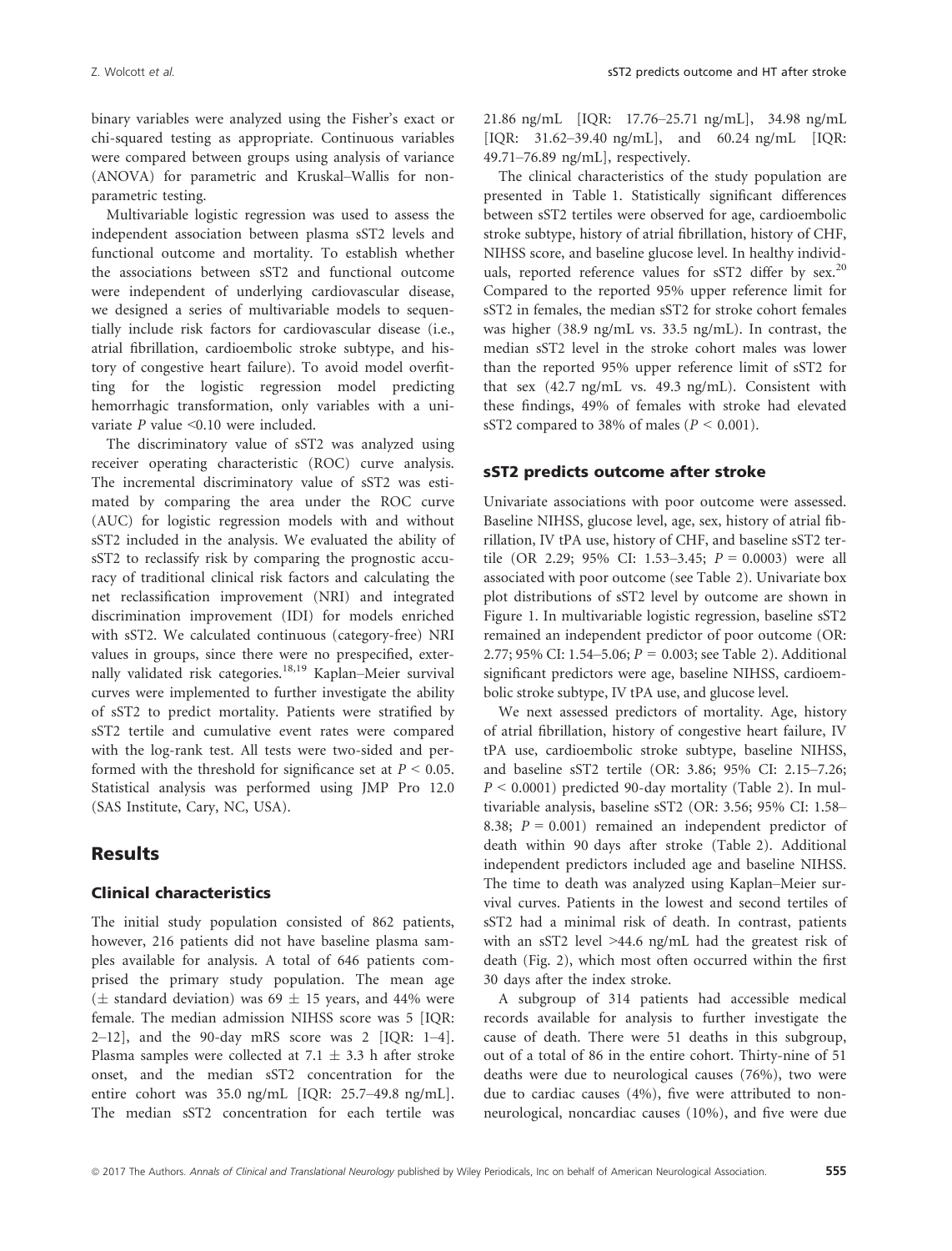binary variables were analyzed using the Fisher's exact or chi-squared testing as appropriate. Continuous variables were compared between groups using analysis of variance (ANOVA) for parametric and Kruskal–Wallis for nonparametric testing.

Multivariable logistic regression was used to assess the independent association between plasma sST2 levels and functional outcome and mortality. To establish whether the associations between sST2 and functional outcome were independent of underlying cardiovascular disease, we designed a series of multivariable models to sequentially include risk factors for cardiovascular disease (i.e., atrial fibrillation, cardioembolic stroke subtype, and history of congestive heart failure). To avoid model overfitting for the logistic regression model predicting hemorrhagic transformation, only variables with a univariate $P$ value <0.10 were included.

The discriminatory value of sST2 was analyzed using receiver operating characteristic (ROC) curve analysis. The incremental discriminatory value of sST2 was estimated by comparing the area under the ROC curve (AUC) for logistic regression models with and without sST2 included in the analysis. We evaluated the ability of sST2 to reclassify risk by comparing the prognostic accuracy of traditional clinical risk factors and calculating the net reclassification improvement (NRI) and integrated discrimination improvement (IDI) for models enriched with sST2. We calculated continuous (category-free) NRI values in groups, since there were no prespecified, externally validated risk categories.[18,19] Kaplan–Meier survival curves were implemented to further investigate the ability of sST2 to predict mortality. Patients were stratified by sST2 tertile and cumulative event rates were compared with the log-rank test. All tests were two-sided and performed with the threshold for significance set at $P < 0.05$. Statistical analysis was performed using JMP Pro 12.0 (SAS Institute, Cary, NC, USA).

## Results

### Clinical characteristics

The initial study population consisted of 862 patients, however, 216 patients did not have baseline plasma samples available for analysis. A total of 646 patients comprised the primary study population. The mean age ($\pm$ standard deviation) was 69 $\pm$ 15 years, and 44% were female. The median admission NIHSS score was 5 [IQR: 2–12], and the 90-day mRS score was 2 [IQR: 1–4]. Plasma samples were collected at 7.1 $\pm$ 3.3 h after stroke onset, and the median sST2 concentration for the entire cohort was 35.0 ng/mL [IQR: 25.7–49.8 ng/mL]. The median sST2 concentration for each tertile was 21.86 ng/mL [IQR: 17.76–25.71 ng/mL], 34.98 ng/mL [IQR: 31.62–39.40 ng/mL], and 60.24 ng/mL [IQR: 49.71–76.89 ng/mL], respectively.

The clinical characteristics of the study population are presented in Table 1. Statistically significant differences between sST2 tertiles were observed for age, cardioembolic stroke subtype, history of atrial fibrillation, history of CHF, NIHSS score, and baseline glucose level. In healthy individuals, reported reference values for sST2 differ by sex.[20] Compared to the reported 95% upper reference limit for sST2 in females, the median sST2 for stroke cohort females was higher (38.9 ng/mL vs. 33.5 ng/mL). In contrast, the median sST2 level in the stroke cohort males was lower than the reported 95% upper reference limit of sST2 for that sex (42.7 ng/mL vs. 49.3 ng/mL). Consistent with these findings, 49% of females with stroke had elevated sST2 compared to 38% of males ($P < 0.001$).

### sST2 predicts outcome after stroke

Univariate associations with poor outcome were assessed. Baseline NIHSS, glucose level, age, sex, history of atrial fibrillation, IV tPA use, history of CHF, and baseline sST2 tertile (OR 2.29; 95% CI: 1.53–3.45; $P = 0.0003$) were all associated with poor outcome (see Table 2). Univariate box plot distributions of sST2 level by outcome are shown in Figure 1. In multivariable logistic regression, baseline sST2 remained an independent predictor of poor outcome (OR: 2.77; 95% CI: 1.54–5.06; $P = 0.003$; see Table 2). Additional significant predictors were age, baseline NIHSS, cardioembolic stroke subtype, IV tPA use, and glucose level.

We next assessed predictors of mortality. Age, history of atrial fibrillation, history of congestive heart failure, IV tPA use, cardioembolic stroke subtype, baseline NIHSS, and baseline sST2 tertile (OR: 3.86; 95% CI: 2.15–7.26; $P < 0.0001$) predicted 90-day mortality (Table 2). In multivariable analysis, baseline sST2 (OR: 3.56; 95% CI: 1.58–8.38; $P = 0.001$) remained an independent predictor of death within 90 days after stroke (Table 2). Additional independent predictors included age and baseline NIHSS. The time to death was analyzed using Kaplan–Meier survival curves. Patients in the lowest and second tertiles of sST2 had a minimal risk of death. In contrast, patients with an sST2 level >44.6 ng/mL had the greatest risk of death (Fig. 2), which most often occurred within the first 30 days after the index stroke.

A subgroup of 314 patients had accessible medical records available for analysis to further investigate the cause of death. There were 51 deaths in this subgroup, out of a total of 86 in the entire cohort. Thirty-nine of 51 deaths were due to neurological causes (76%), two were due to cardiac causes (4%), five were attributed to non-neurological, noncardiac causes (10%), and five were due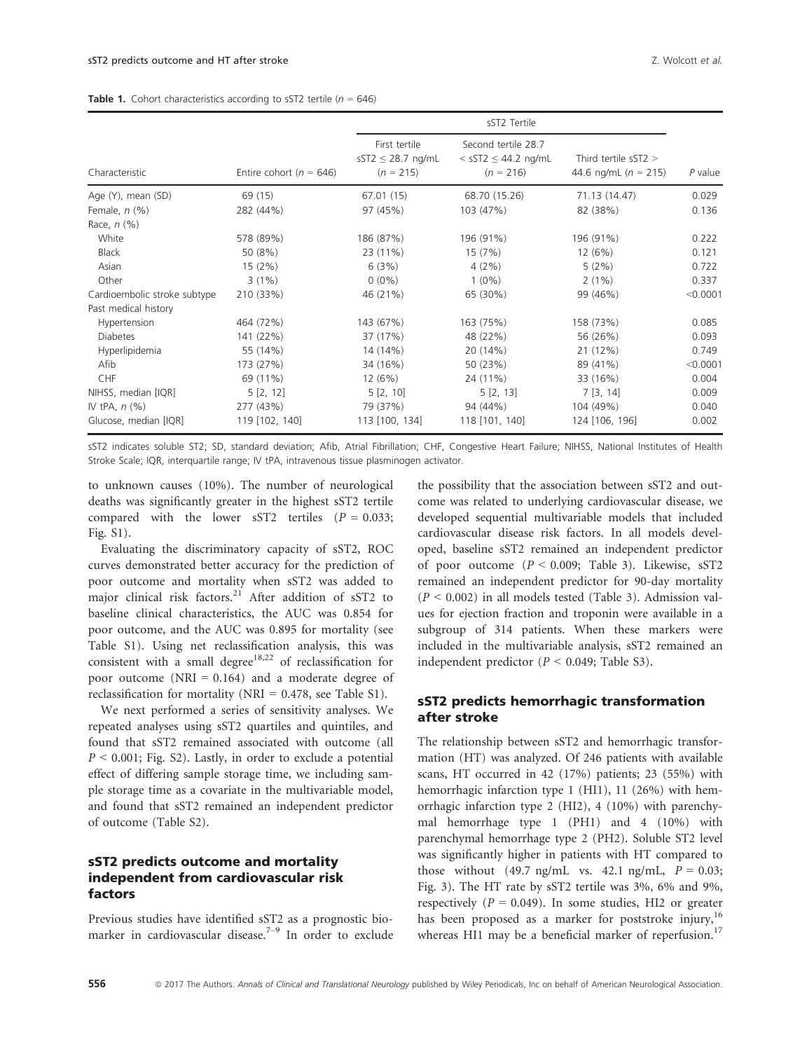**Table 1.** Cohort characteristics according to sST2 tertile ($n$ = 646)

| Characteristic | Entire cohort ($n$ = 646) | sST2 Tertile | | | $P$ value |
|---|---|---|---|---|---|
| | | First tertile sST2 ≤ 28.7 ng/mL ($n$ = 215) | Second tertile 28.7 < sST2 ≤ 44.2 ng/mL ($n$ = 216) | Third tertile sST2 > 44.6 ng/mL ($n$ = 215) | |
| Age (Y), mean (SD) | 69 (15) | 67.01 (15) | 68.70 (15.26) | 71.13 (14.47) | 0.029 |
| Female, $n$ (%) | 282 (44%) | 97 (45%) | 103 (47%) | 82 (38%) | 0.136 |
| Race, $n$ (%) | | | | | |
| White | 578 (89%) | 186 (87%) | 196 (91%) | 196 (91%) | 0.222 |
| Black | 50 (8%) | 23 (11%) | 15 (7%) | 12 (6%) | 0.121 |
| Asian | 15 (2%) | 6 (3%) | 4 (2%) | 5 (2%) | 0.722 |
| Other | 3 (1%) | 0 (0%) | 1 (0%) | 2 (1%) | 0.337 |
| Cardioembolic stroke subtype | 210 (33%) | 46 (21%) | 65 (30%) | 99 (46%) | <0.0001 |
| Past medical history | | | | | |
| Hypertension | 464 (72%) | 143 (67%) | 163 (75%) | 158 (73%) | 0.085 |
| Diabetes | 141 (22%) | 37 (17%) | 48 (22%) | 56 (26%) | 0.093 |
| Hyperlipidemia | 55 (14%) | 14 (14%) | 20 (14%) | 21 (12%) | 0.749 |
| Afib | 173 (27%) | 34 (16%) | 50 (23%) | 89 (41%) | <0.0001 |
| CHF | 69 (11%) | 12 (6%) | 24 (11%) | 33 (16%) | 0.004 |
| NIHSS, median [IQR] | 5 [2, 12] | 5 [2, 10] | 5 [2, 13] | 7 [3, 14] | 0.009 |
| IV tPA, $n$ (%) | 277 (43%) | 79 (37%) | 94 (44%) | 104 (49%) | 0.040 |
| Glucose, median [IQR] | 119 [102, 140] | 113 [100, 134] | 118 [101, 140] | 124 [106, 196] | 0.002 |

sST2 indicates soluble ST2; SD, standard deviation; Afib, Atrial Fibrillation; CHF, Congestive Heart Failure; NIHSS, National Institutes of Health Stroke Scale; IQR, interquartile range; IV tPA, intravenous tissue plasminogen activator.

to unknown causes (10%). The number of neurological deaths was significantly greater in the highest sST2 tertile compared with the lower sST2 tertiles ($P$ = 0.033; Fig. S1).

Evaluating the discriminatory capacity of sST2, ROC curves demonstrated better accuracy for the prediction of poor outcome and mortality when sST2 was added to major clinical risk factors.[21] After addition of sST2 to baseline clinical characteristics, the AUC was 0.854 for poor outcome, and the AUC was 0.895 for mortality (see Table S1). Using net reclassification analysis, this was consistent with a small degree[18,22] of reclassification for poor outcome (NRI = 0.164) and a moderate degree of reclassification for mortality (NRI = 0.478, see Table S1).

We next performed a series of sensitivity analyses. We repeated analyses using sST2 quartiles and quintiles, and found that sST2 remained associated with outcome (all $P$ < 0.001; Fig. S2). Lastly, in order to exclude a potential effect of differing sample storage time, we including sample storage time as a covariate in the multivariable model, and found that sST2 remained an independent predictor of outcome (Table S2).

## sST2 predicts outcome and mortality independent from cardiovascular risk factors

Previous studies have identified sST2 as a prognostic biomarker in cardiovascular disease.[7–9] In order to exclude the possibility that the association between sST2 and outcome was related to underlying cardiovascular disease, we developed sequential multivariable models that included cardiovascular disease risk factors. In all models developed, baseline sST2 remained an independent predictor of poor outcome ($P$ < 0.009; Table 3). Likewise, sST2 remained an independent predictor for 90-day mortality ($P$ < 0.002) in all models tested (Table 3). Admission values for ejection fraction and troponin were available in a subgroup of 314 patients. When these markers were included in the multivariable analysis, sST2 remained an independent predictor ($P$ < 0.049; Table S3).

## sST2 predicts hemorrhagic transformation after stroke

The relationship between sST2 and hemorrhagic transformation (HT) was analyzed. Of 246 patients with available scans, HT occurred in 42 (17%) patients; 23 (55%) with hemorrhagic infarction type 1 (HI1), 11 (26%) with hemorrhagic infarction type 2 (HI2), 4 (10%) with parenchymal hemorrhage type 1 (PH1) and 4 (10%) with parenchymal hemorrhage type 2 (PH2). Soluble ST2 level was significantly higher in patients with HT compared to those without (49.7 ng/mL vs. 42.1 ng/mL, $P$ = 0.03; Fig. 3). The HT rate by sST2 tertile was 3%, 6% and 9%, respectively ($P$ = 0.049). In some studies, HI2 or greater has been proposed as a marker for poststroke injury,[16] whereas HI1 may be a beneficial marker of reperfusion.[17]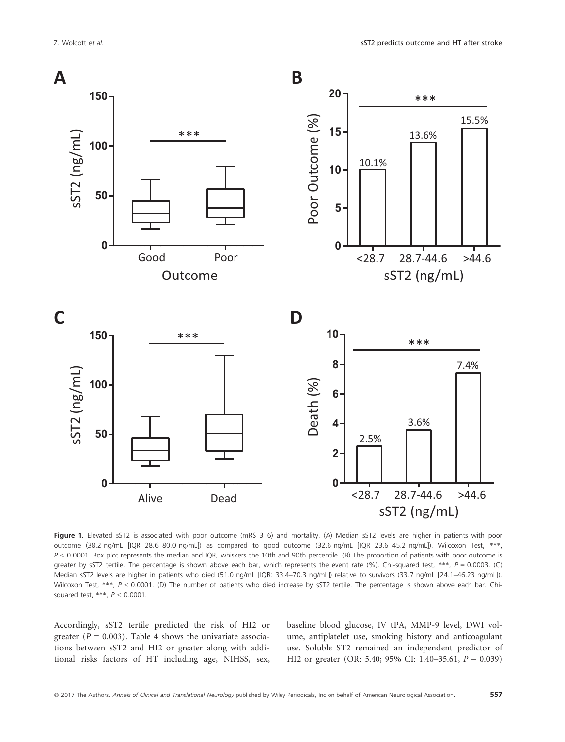A

sST2 (ng/mL)

150

100

50

0

***

Good

Poor

Outcome

B

Poor Outcome (%)

20

15

10

5

0

***

10.1%

13.6%

15.5%

<28.7

28.7-44.6

>44.6

sST2 (ng/mL)

C

sST2 (ng/mL)

150

100

50

0

***

Alive

Dead

D

Death (%)

10

8

6

4

2

0

***

2.5%

3.6%

7.4%

<28.7

28.7-44.6

>44.6

sST2 (ng/mL)

**Figure 1.** Elevated sST2 is associated with poor outcome (mRS 3–6) and mortality. (A) Median sST2 levels are higher in patients with poor outcome (38.2 ng/mL [IQR 28.6–80.0 ng/mL]) as compared to good outcome (32.6 ng/mL [IQR 23.6–45.2 ng/mL]). Wilcoxon Test, ***, $P < 0.0001$. Box plot represents the median and IQR, whiskers the 10th and 90th percentile. (B) The proportion of patients with poor outcome is greater by sST2 tertile. The percentage is shown above each bar, which represents the event rate (%). Chi-squared test, ***, $P = 0.0003$. (C) Median sST2 levels are higher in patients who died (51.0 ng/mL [IQR: 33.4–70.3 ng/mL]) relative to survivors (33.7 ng/mL [24.1–46.23 ng/mL]). Wilcoxon Test, ***, $P < 0.0001$. (D) The number of patients who died increase by sST2 tertile. The percentage is shown above each bar. Chi-squared test, ***, $P < 0.0001$.

Accordingly, sST2 tertile predicted the risk of HI2 or greater ($P = 0.003$). Table 4 shows the univariate associations between sST2 and HI2 or greater along with additional risks factors of HT including age, NIHSS, sex, baseline blood glucose, IV tPA, MMP-9 level, DWI volume, antiplatelet use, smoking history and anticoagulant use. Soluble ST2 remained an independent predictor of HI2 or greater (OR: 5.40; 95% CI: 1.40–35.61, $P = 0.039$)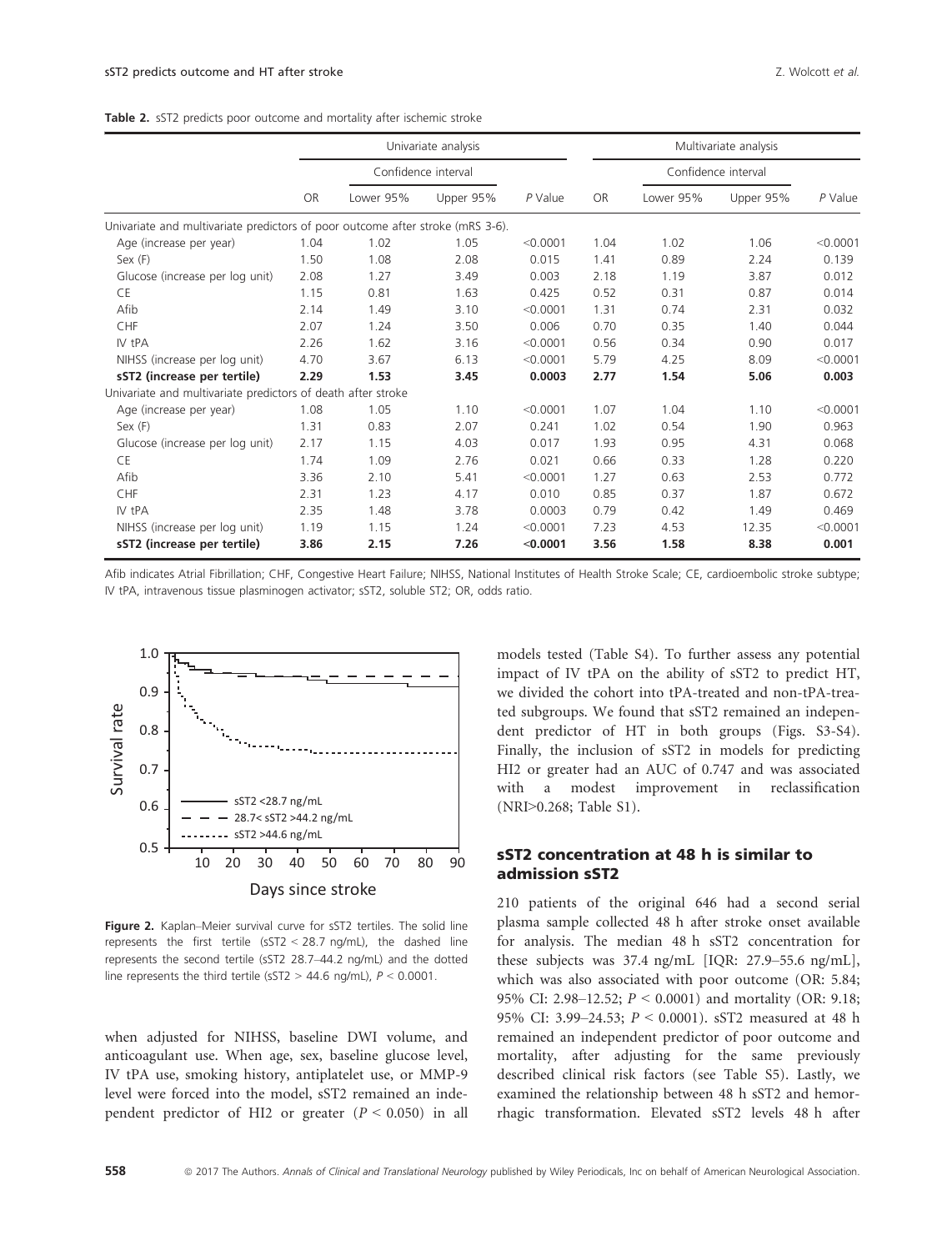**Table 2.** sST2 predicts poor outcome and mortality after ischemic stroke

| | Univariate analysis | | | | Multivariate analysis | | | |
|---|---|---|---|---|---|---|---|---|
| | | Confidence interval | | | | Confidence interval | | |
| | OR | Lower 95% | Upper 95% | *P* Value | OR | Lower 95% | Upper 95% | *P* Value |
| Univariate and multivariate predictors of poor outcome after stroke (mRS 3-6). | | | | | | | | |
| Age (increase per year) | 1.04 | 1.02 | 1.05 | <0.0001 | 1.04 | 1.02 | 1.06 | <0.0001 |
| Sex (F) | 1.50 | 1.08 | 2.08 | 0.015 | 1.41 | 0.89 | 2.24 | 0.139 |
| Glucose (increase per log unit) | 2.08 | 1.27 | 3.49 | 0.003 | 2.18 | 1.19 | 3.87 | 0.012 |
| CE | 1.15 | 0.81 | 1.63 | 0.425 | 0.52 | 0.31 | 0.87 | 0.014 |
| Afib | 2.14 | 1.49 | 3.10 | <0.0001 | 1.31 | 0.74 | 2.31 | 0.032 |
| CHF | 2.07 | 1.24 | 3.50 | 0.006 | 0.70 | 0.35 | 1.40 | 0.044 |
| IV tPA | 2.26 | 1.62 | 3.16 | <0.0001 | 0.56 | 0.34 | 0.90 | 0.017 |
| NIHSS (increase per log unit) | 4.70 | 3.67 | 6.13 | <0.0001 | 5.79 | 4.25 | 8.09 | <0.0001 |
| **sST2 (increase per tertile)** | **2.29** | **1.53** | **3.45** | **0.0003** | **2.77** | **1.54** | **5.06** | **0.003** |
| Univariate and multivariate predictors of death after stroke | | | | | | | | |
| Age (increase per year) | 1.08 | 1.05 | 1.10 | <0.0001 | 1.07 | 1.04 | 1.10 | <0.0001 |
| Sex (F) | 1.31 | 0.83 | 2.07 | 0.241 | 1.02 | 0.54 | 1.90 | 0.963 |
| Glucose (increase per log unit) | 2.17 | 1.15 | 4.03 | 0.017 | 1.93 | 0.95 | 4.31 | 0.068 |
| CE | 1.74 | 1.09 | 2.76 | 0.021 | 0.66 | 0.33 | 1.28 | 0.220 |
| Afib | 3.36 | 2.10 | 5.41 | <0.0001 | 1.27 | 0.63 | 2.53 | 0.772 |
| CHF | 2.31 | 1.23 | 4.17 | 0.010 | 0.85 | 0.37 | 1.87 | 0.672 |
| IV tPA | 2.35 | 1.48 | 3.78 | 0.0003 | 0.79 | 0.42 | 1.49 | 0.469 |
| NIHSS (increase per log unit) | 1.19 | 1.15 | 1.24 | <0.0001 | 7.23 | 4.53 | 12.35 | <0.0001 |
| **sST2 (increase per tertile)** | **3.86** | **2.15** | **7.26** | **<0.0001** | **3.56** | **1.58** | **8.38** | **0.001** |

Afib indicates Atrial Fibrillation; CHF, Congestive Heart Failure; NIHSS, National Institutes of Health Stroke Scale; CE, cardioembolic stroke subtype; IV tPA, intravenous tissue plasminogen activator; sST2, soluble ST2; OR, odds ratio.

Survival rate

1.0
0.9
0.8
0.7
0.6
0.5

10 20 30 40 50 60 70 80 90

Days since stroke

sST2 <28.7 ng/mL
28.7< sST2 >44.2 ng/mL
sST2 >44.6 ng/mL

**Figure 2.** Kaplan–Meier survival curve for sST2 tertiles. The solid line represents the first tertile (sST2 < 28.7 ng/mL), the dashed line represents the second tertile (sST2 28.7–44.2 ng/mL) and the dotted line represents the third tertile (sST2 > 44.6 ng/mL), $P < 0.0001$.

when adjusted for NIHSS, baseline DWI volume, and anticoagulant use. When age, sex, baseline glucose level, IV tPA use, smoking history, antiplatelet use, or MMP-9 level were forced into the model, sST2 remained an independent predictor of HI2 or greater ($P < 0.050$) in all models tested (Table S4). To further assess any potential impact of IV tPA on the ability of sST2 to predict HT, we divided the cohort into tPA-treated and non-tPA-treated subgroups. We found that sST2 remained an independent predictor of HT in both groups (Figs. S3-S4). Finally, the inclusion of sST2 in models for predicting HI2 or greater had an AUC of 0.747 and was associated with a modest improvement in reclassification (NRI>0.268; Table S1).

## sST2 concentration at 48 h is similar to admission sST2

210 patients of the original 646 had a second serial plasma sample collected 48 h after stroke onset available for analysis. The median 48 h sST2 concentration for these subjects was 37.4 ng/mL [IQR: 27.9–55.6 ng/mL], which was also associated with poor outcome (OR: 5.84; 95% CI: 2.98–12.52; $P < 0.0001$) and mortality (OR: 9.18; 95% CI: 3.99–24.53; $P < 0.0001$). sST2 measured at 48 h remained an independent predictor of poor outcome and mortality, after adjusting for the same previously described clinical risk factors (see Table S5). Lastly, we examined the relationship between 48 h sST2 and hemorrhagic transformation. Elevated sST2 levels 48 h after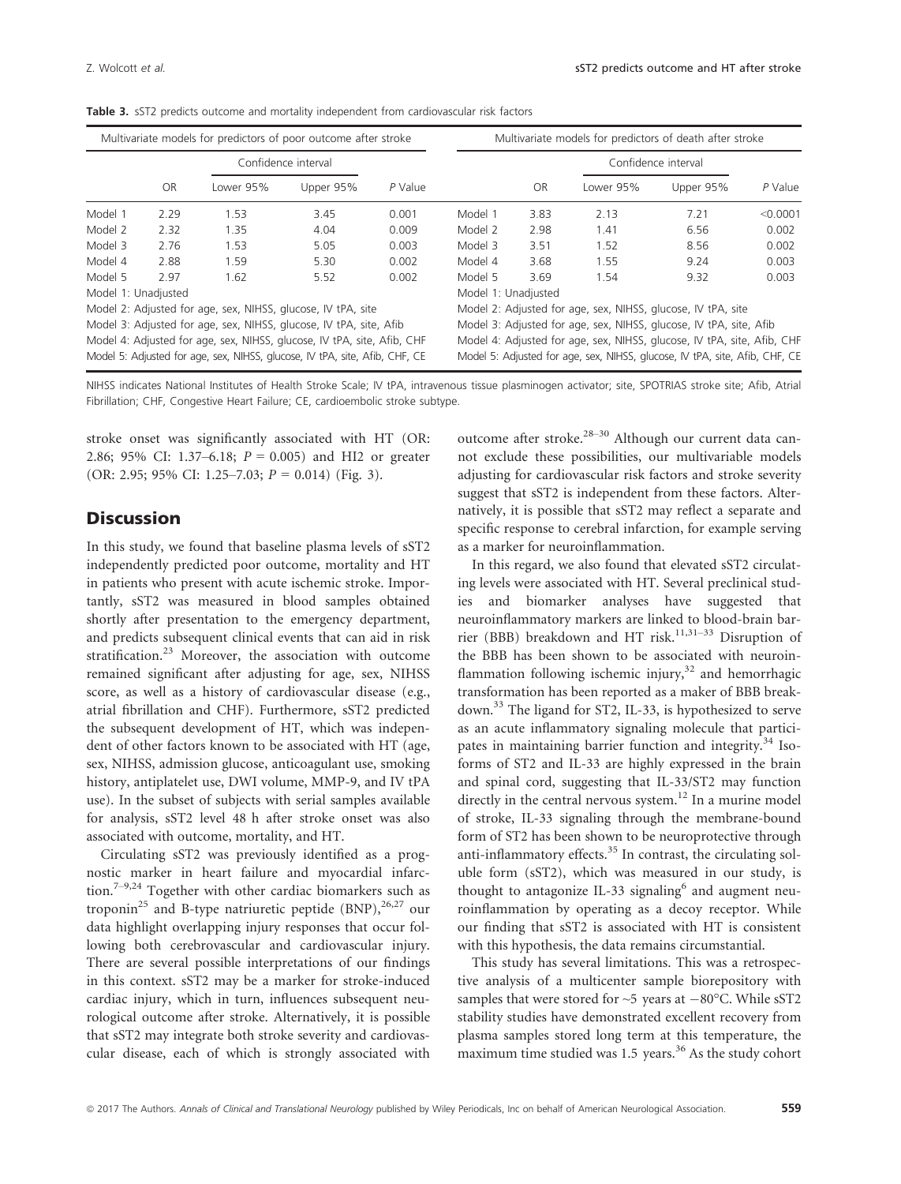**Table 3.** sST2 predicts outcome and mortality independent from cardiovascular risk factors

| Multivariate models for predictors of poor outcome after stroke | | | | | Multivariate models for predictors of death after stroke | | | | |
|---|---|---|---|---|---|---|---|---|---|
| | | Confidence interval | | | | | Confidence interval | | |
| | OR | Lower 95% | Upper 95% | *P* Value | | OR | Lower 95% | Upper 95% | *P* Value |
| Model 1 | 2.29 | 1.53 | 3.45 | 0.001 | Model 1 | 3.83 | 2.13 | 7.21 | <0.0001 |
| Model 2 | 2.32 | 1.35 | 4.04 | 0.009 | Model 2 | 2.98 | 1.41 | 6.56 | 0.002 |
| Model 3 | 2.76 | 1.53 | 5.05 | 0.003 | Model 3 | 3.51 | 1.52 | 8.56 | 0.002 |
| Model 4 | 2.88 | 1.59 | 5.30 | 0.002 | Model 4 | 3.68 | 1.55 | 9.24 | 0.003 |
| Model 5 | 2.97 | 1.62 | 5.52 | 0.002 | Model 5 | 3.69 | 1.54 | 9.32 | 0.003 |

Model 1: Unadjusted
Model 2: Adjusted for age, sex, NIHSS, glucose, IV tPA, site
Model 3: Adjusted for age, sex, NIHSS, glucose, IV tPA, site, Afib
Model 4: Adjusted for age, sex, NIHSS, glucose, IV tPA, site, Afib, CHF
Model 5: Adjusted for age, sex, NIHSS, glucose, IV tPA, site, Afib, CHF, CE

NIHSS indicates National Institutes of Health Stroke Scale; IV tPA, intravenous tissue plasminogen activator; site, SPOTRIAS stroke site; Afib, Atrial Fibrillation; CHF, Congestive Heart Failure; CE, cardioembolic stroke subtype.

stroke onset was significantly associated with HT (OR: 2.86; 95% CI: 1.37–6.18; $P = 0.005$) and HI2 or greater (OR: 2.95; 95% CI: 1.25–7.03; $P = 0.014$) (Fig. 3).

## Discussion

In this study, we found that baseline plasma levels of sST2 independently predicted poor outcome, mortality and HT in patients who present with acute ischemic stroke. Importantly, sST2 was measured in blood samples obtained shortly after presentation to the emergency department, and predicts subsequent clinical events that can aid in risk stratification.[23] Moreover, the association with outcome remained significant after adjusting for age, sex, NIHSS score, as well as a history of cardiovascular disease (e.g., atrial fibrillation and CHF). Furthermore, sST2 predicted the subsequent development of HT, which was independent of other factors known to be associated with HT (age, sex, NIHSS, admission glucose, anticoagulant use, smoking history, antiplatelet use, DWI volume, MMP-9, and IV tPA use). In the subset of subjects with serial samples available for analysis, sST2 level 48 h after stroke onset was also associated with outcome, mortality, and HT.

Circulating sST2 was previously identified as a prognostic marker in heart failure and myocardial infarction.[7–9,24] Together with other cardiac biomarkers such as troponin[25] and B-type natriuretic peptide (BNP),[26,27] our data highlight overlapping injury responses that occur following both cerebrovascular and cardiovascular injury. There are several possible interpretations of our findings in this context. sST2 may be a marker for stroke-induced cardiac injury, which in turn, influences subsequent neurological outcome after stroke. Alternatively, it is possible that sST2 may integrate both stroke severity and cardiovascular disease, each of which is strongly associated with outcome after stroke.[28–30] Although our current data cannot exclude these possibilities, our multivariable models adjusting for cardiovascular risk factors and stroke severity suggest that sST2 is independent from these factors. Alternatively, it is possible that sST2 may reflect a separate and specific response to cerebral infarction, for example serving as a marker for neuroinflammation.

In this regard, we also found that elevated sST2 circulating levels were associated with HT. Several preclinical studies and biomarker analyses have suggested that neuroinflammatory markers are linked to blood-brain barrier (BBB) breakdown and HT risk.[11,31–33] Disruption of the BBB has been shown to be associated with neuroinflammation following ischemic injury,[32] and hemorrhagic transformation has been reported as a maker of BBB breakdown.[33] The ligand for ST2, IL-33, is hypothesized to serve as an acute inflammatory signaling molecule that participates in maintaining barrier function and integrity.[34] Isoforms of ST2 and IL-33 are highly expressed in the brain and spinal cord, suggesting that IL-33/ST2 may function directly in the central nervous system.[12] In a murine model of stroke, IL-33 signaling through the membrane-bound form of ST2 has been shown to be neuroprotective through anti-inflammatory effects.[35] In contrast, the circulating soluble form (sST2), which was measured in our study, is thought to antagonize IL-33 signaling[6] and augment neuroinflammation by operating as a decoy receptor. While our finding that sST2 is associated with HT is consistent with this hypothesis, the data remains circumstantial.

This study has several limitations. This was a retrospective analysis of a multicenter sample biorepository with samples that were stored for ~5 years at −80°C. While sST2 stability studies have demonstrated excellent recovery from plasma samples stored long term at this temperature, the maximum time studied was 1.5 years.[36] As the study cohort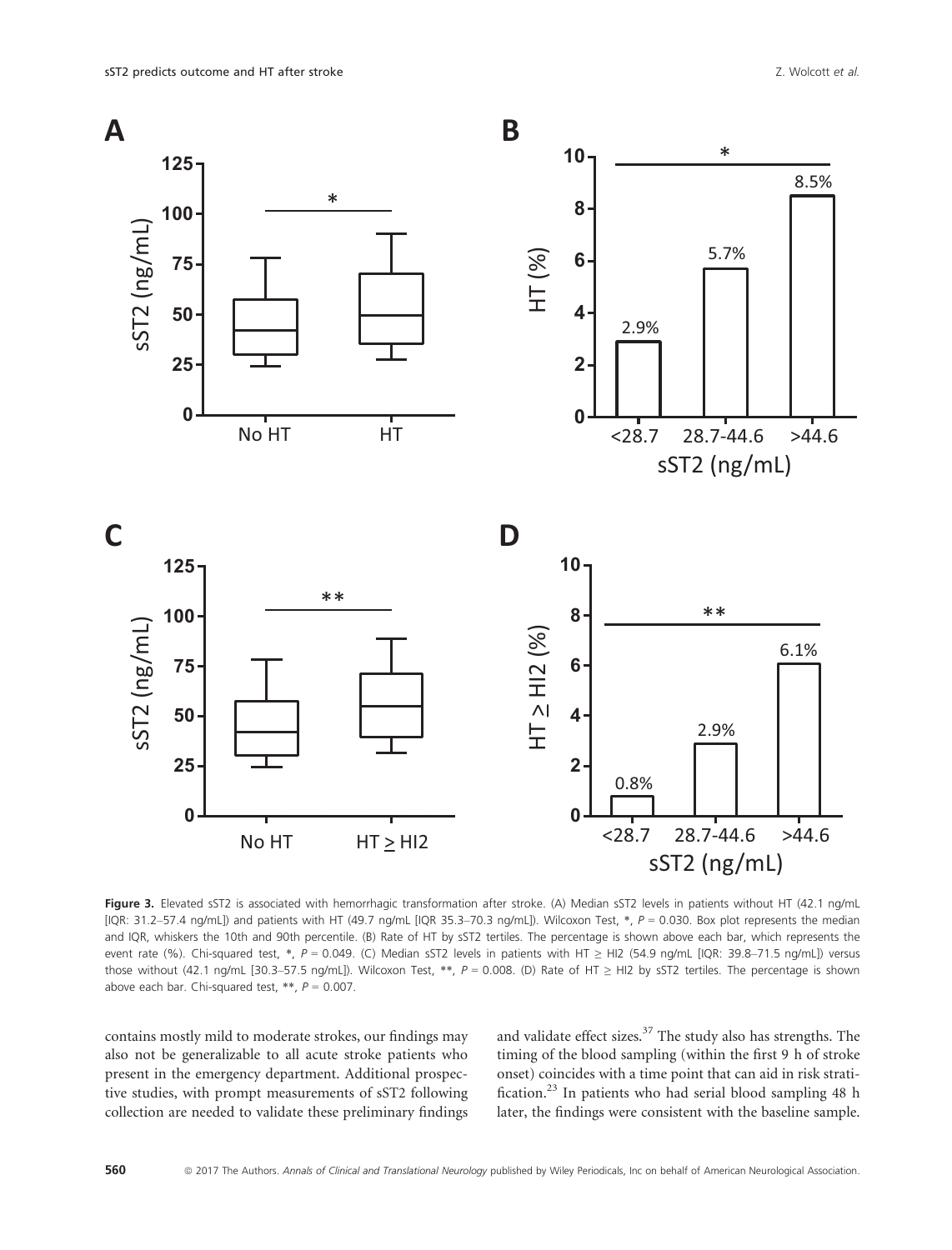A

125
100
75
50
25
0

sST2 (ng/mL)

No HT
HT

*

B

10
8
6
4
2
0

HT (%)

2.9%
5.7%
8.5%

<28.7
28.7-44.6
>44.6

sST2 (ng/mL)

*

C

125
100
75
50
25
0

sST2 (ng/mL)

No HT
HT ≥ HI2

**

D

10
8
6
4
2
0

HT ≥ HI2 (%)

0.8%
2.9%
6.1%

<28.7
28.7-44.6
>44.6

sST2 (ng/mL)

**

**Figure 3.** Elevated sST2 is associated with hemorrhagic transformation after stroke. (A) Median sST2 levels in patients without HT (42.1 ng/mL [IQR: 31.2–57.4 ng/mL]) and patients with HT (49.7 ng/mL [IQR 35.3–70.3 ng/mL]). Wilcoxon Test, *, $P = 0.030$. Box plot represents the median and IQR, whiskers the 10th and 90th percentile. (B) Rate of HT by sST2 tertiles. The percentage is shown above each bar, which represents the event rate (%). Chi-squared test, *, $P = 0.049$. (C) Median sST2 levels in patients with HT ≥ HI2 (54.9 ng/mL [IQR: 39.8–71.5 ng/mL]) versus those without (42.1 ng/mL [30.3–57.5 ng/mL]). Wilcoxon Test, **, $P = 0.008$. (D) Rate of HT ≥ HI2 by sST2 tertiles. The percentage is shown above each bar. Chi-squared test, **, $P = 0.007$.

contains mostly mild to moderate strokes, our findings may also not be generalizable to all acute stroke patients who present in the emergency department. Additional prospective studies, with prompt measurements of sST2 following collection are needed to validate these preliminary findings and validate effect sizes.[37] The study also has strengths. The timing of the blood sampling (within the first 9 h of stroke onset) coincides with a time point that can aid in risk stratification.[23] In patients who had serial blood sampling 48 h later, the findings were consistent with the baseline sample.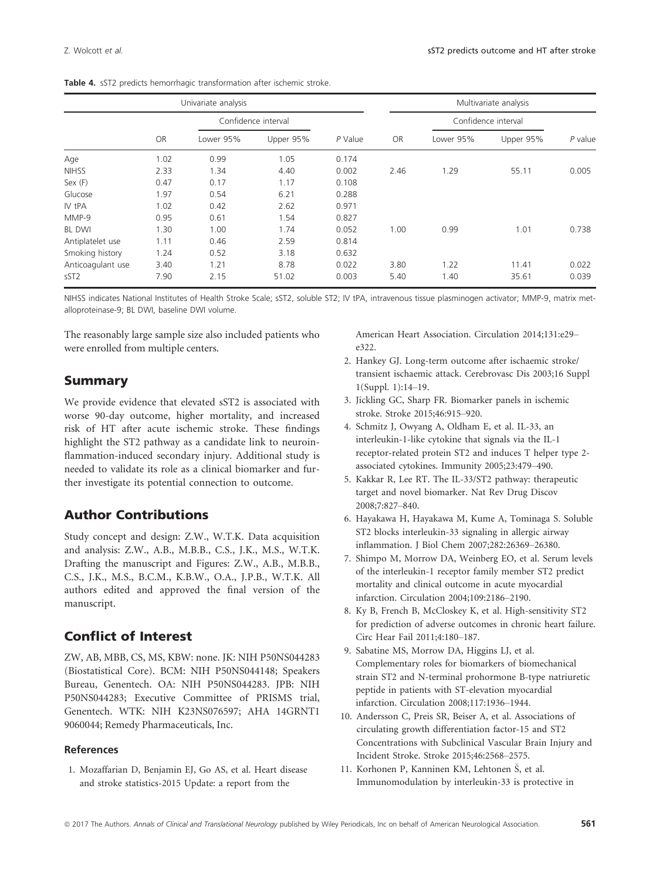**Table 4.** sST2 predicts hemorrhagic transformation after ischemic stroke.

| | Univariate analysis | | | | Multivariate analysis | | | |
|---|---|---|---|---|---|---|---|---|
| | | Confidence interval | | | | Confidence interval | | |
| | OR | Lower 95% | Upper 95% | *P* Value | OR | Lower 95% | Upper 95% | *P* value |
| Age | 1.02 | 0.99 | 1.05 | 0.174 | | | | |
| NIHSS | 2.33 | 1.34 | 4.40 | 0.002 | 2.46 | 1.29 | 55.11 | 0.005 |
| Sex (F) | 0.47 | 0.17 | 1.17 | 0.108 | | | | |
| Glucose | 1.97 | 0.54 | 6.21 | 0.288 | | | | |
| IV tPA | 1.02 | 0.42 | 2.62 | 0.971 | | | | |
| MMP-9 | 0.95 | 0.61 | 1.54 | 0.827 | | | | |
| BL DWI | 1.30 | 1.00 | 1.74 | 0.052 | 1.00 | 0.99 | 1.01 | 0.738 |
| Antiplatelet use | 1.11 | 0.46 | 2.59 | 0.814 | | | | |
| Smoking history | 1.24 | 0.52 | 3.18 | 0.632 | | | | |
| Anticoagulant use | 3.40 | 1.21 | 8.78 | 0.022 | 3.80 | 1.22 | 11.41 | 0.022 |
| sST2 | 7.90 | 2.15 | 51.02 | 0.003 | 5.40 | 1.40 | 35.61 | 0.039 |

NIHSS indicates National Institutes of Health Stroke Scale; sST2, soluble ST2; IV tPA, intravenous tissue plasminogen activator; MMP-9, matrix metalloproteinase-9; BL DWI, baseline DWI volume.

The reasonably large sample size also included patients who were enrolled from multiple centers.

## Summary

We provide evidence that elevated sST2 is associated with worse 90-day outcome, higher mortality, and increased risk of HT after acute ischemic stroke. These findings highlight the ST2 pathway as a candidate link to neuroinflammation-induced secondary injury. Additional study is needed to validate its role as a clinical biomarker and further investigate its potential connection to outcome.

## Author Contributions

Study concept and design: Z.W., W.T.K. Data acquisition and analysis: Z.W., A.B., M.B.B., C.S., J.K., M.S., W.T.K. Drafting the manuscript and Figures: Z.W., A.B., M.B.B., C.S., J.K., M.S., B.C.M., K.B.W., O.A., J.P.B., W.T.K. All authors edited and approved the final version of the manuscript.

## Conflict of Interest

ZW, AB, MBB, CS, MS, KBW: none. JK: NIH P50NS044283 (Biostatistical Core). BCM: NIH P50NS044148; Speakers Bureau, Genentech. OA: NIH P50NS044283. JPB: NIH P50NS044283; Executive Committee of PRISMS trial, Genentech. WTK: NIH K23NS076597; AHA 14GRNT1 9060044; Remedy Pharmaceuticals, Inc.

### References

1. Mozaffarian D, Benjamin EJ, Go AS, et al. Heart disease and stroke statistics-2015 Update: a report from the American Heart Association. Circulation 2014;131:e29–e322.
2. Hankey GJ. Long-term outcome after ischaemic stroke/transient ischaemic attack. Cerebrovasc Dis 2003;16 Suppl 1(Suppl. 1):14–19.
3. Jickling GC, Sharp FR. Biomarker panels in ischemic stroke. Stroke 2015;46:915–920.
4. Schmitz J, Owyang A, Oldham E, et al. IL-33, an interleukin-1-like cytokine that signals via the IL-1 receptor-related protein ST2 and induces T helper type 2-associated cytokines. Immunity 2005;23:479–490.
5. Kakkar R, Lee RT. The IL-33/ST2 pathway: therapeutic target and novel biomarker. Nat Rev Drug Discov 2008;7:827–840.
6. Hayakawa H, Hayakawa M, Kume A, Tominaga S. Soluble ST2 blocks interleukin-33 signaling in allergic airway inflammation. J Biol Chem 2007;282:26369–26380.
7. Shimpo M, Morrow DA, Weinberg EO, et al. Serum levels of the interleukin-1 receptor family member ST2 predict mortality and clinical outcome in acute myocardial infarction. Circulation 2004;109:2186–2190.
8. Ky B, French B, McCloskey K, et al. High-sensitivity ST2 for prediction of adverse outcomes in chronic heart failure. Circ Hear Fail 2011;4:180–187.
9. Sabatine MS, Morrow DA, Higgins LJ, et al. Complementary roles for biomarkers of biomechanical strain ST2 and N-terminal prohormone B-type natriuretic peptide in patients with ST-elevation myocardial infarction. Circulation 2008;117:1936–1944.
10. Andersson C, Preis SR, Beiser A, et al. Associations of circulating growth differentiation factor-15 and ST2 Concentrations with Subclinical Vascular Brain Injury and Incident Stroke. Stroke 2015;46:2568–2575.
11. Korhonen P, Kanninen KM, Lehtonen Š, et al. Immunomodulation by interleukin-33 is protective in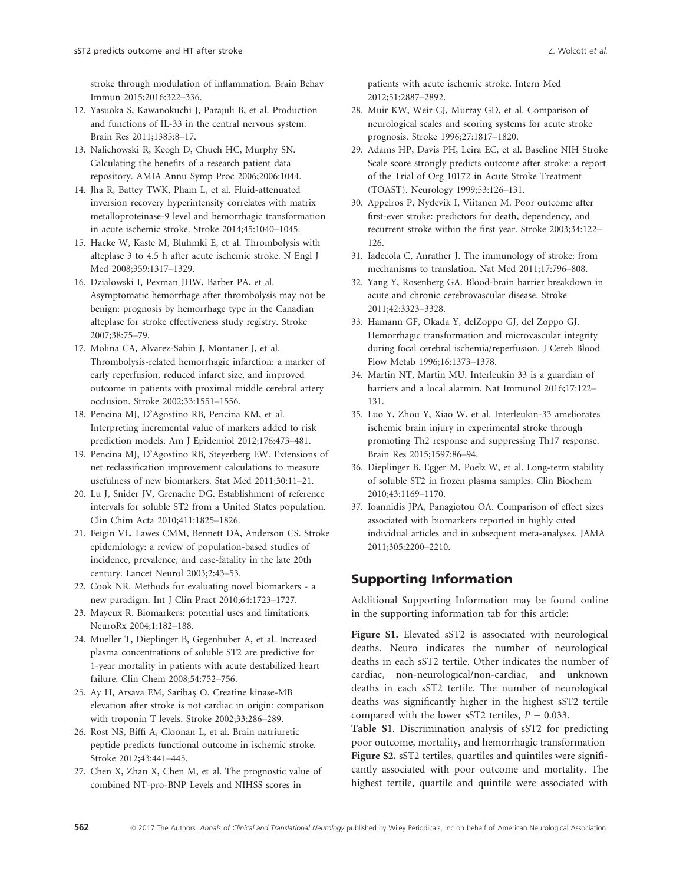stroke through modulation of inflammation. Brain Behav Immun 2015;2016:322–336.

12. Yasuoka S, Kawanokuchi J, Parajuli B, et al. Production and functions of IL-33 in the central nervous system. Brain Res 2011;1385:8–17.
13. Nalichowski R, Keogh D, Chueh HC, Murphy SN. Calculating the benefits of a research patient data repository. AMIA Annu Symp Proc 2006;2006:1044.
14. Jha R, Battey TWK, Pham L, et al. Fluid-attenuated inversion recovery hyperintensity correlates with matrix metalloproteinase-9 level and hemorrhagic transformation in acute ischemic stroke. Stroke 2014;45:1040–1045.
15. Hacke W, Kaste M, Bluhmki E, et al. Thrombolysis with alteplase 3 to 4.5 h after acute ischemic stroke. N Engl J Med 2008;359:1317–1329.
16. Dzialowski I, Pexman JHW, Barber PA, et al. Asymptomatic hemorrhage after thrombolysis may not be benign: prognosis by hemorrhage type in the Canadian alteplase for stroke effectiveness study registry. Stroke 2007;38:75–79.
17. Molina CA, Alvarez-Sabin J, Montaner J, et al. Thrombolysis-related hemorrhagic infarction: a marker of early reperfusion, reduced infarct size, and improved outcome in patients with proximal middle cerebral artery occlusion. Stroke 2002;33:1551–1556.
18. Pencina MJ, D'Agostino RB, Pencina KM, et al. Interpreting incremental value of markers added to risk prediction models. Am J Epidemiol 2012;176:473–481.
19. Pencina MJ, D'Agostino RB, Steyerberg EW. Extensions of net reclassification improvement calculations to measure usefulness of new biomarkers. Stat Med 2011;30:11–21.
20. Lu J, Snider JV, Grenache DG. Establishment of reference intervals for soluble ST2 from a United States population. Clin Chim Acta 2010;411:1825–1826.
21. Feigin VL, Lawes CMM, Bennett DA, Anderson CS. Stroke epidemiology: a review of population-based studies of incidence, prevalence, and case-fatality in the late 20th century. Lancet Neurol 2003;2:43–53.
22. Cook NR. Methods for evaluating novel biomarkers - a new paradigm. Int J Clin Pract 2010;64:1723–1727.
23. Mayeux R. Biomarkers: potential uses and limitations. NeuroRx 2004;1:182–188.
24. Mueller T, Dieplinger B, Gegenhuber A, et al. Increased plasma concentrations of soluble ST2 are predictive for 1-year mortality in patients with acute destabilized heart failure. Clin Chem 2008;54:752–756.
25. Ay H, Arsava EM, Saribaş O. Creatine kinase-MB elevation after stroke is not cardiac in origin: comparison with troponin T levels. Stroke 2002;33:286–289.
26. Rost NS, Biffi A, Cloonan L, et al. Brain natriuretic peptide predicts functional outcome in ischemic stroke. Stroke 2012;43:441–445.
27. Chen X, Zhan X, Chen M, et al. The prognostic value of combined NT-pro-BNP Levels and NIHSS scores in patients with acute ischemic stroke. Intern Med 2012;51:2887–2892.
28. Muir KW, Weir CJ, Murray GD, et al. Comparison of neurological scales and scoring systems for acute stroke prognosis. Stroke 1996;27:1817–1820.
29. Adams HP, Davis PH, Leira EC, et al. Baseline NIH Stroke Scale score strongly predicts outcome after stroke: a report of the Trial of Org 10172 in Acute Stroke Treatment (TOAST). Neurology 1999;53:126–131.
30. Appelros P, Nydevik I, Viitanen M. Poor outcome after first-ever stroke: predictors for death, dependency, and recurrent stroke within the first year. Stroke 2003;34:122–126.
31. Iadecola C, Anrather J. The immunology of stroke: from mechanisms to translation. Nat Med 2011;17:796–808.
32. Yang Y, Rosenberg GA. Blood-brain barrier breakdown in acute and chronic cerebrovascular disease. Stroke 2011;42:3323–3328.
33. Hamann GF, Okada Y, delZoppo GJ, del Zoppo GJ. Hemorrhagic transformation and microvascular integrity during focal cerebral ischemia/reperfusion. J Cereb Blood Flow Metab 1996;16:1373–1378.
34. Martin NT, Martin MU. Interleukin 33 is a guardian of barriers and a local alarmin. Nat Immunol 2016;17:122–131.
35. Luo Y, Zhou Y, Xiao W, et al. Interleukin-33 ameliorates ischemic brain injury in experimental stroke through promoting Th2 response and suppressing Th17 response. Brain Res 2015;1597:86–94.
36. Dieplinger B, Egger M, Poelz W, et al. Long-term stability of soluble ST2 in frozen plasma samples. Clin Biochem 2010;43:1169–1170.
37. Ioannidis JPA, Panagiotou OA. Comparison of effect sizes associated with biomarkers reported in highly cited individual articles and in subsequent meta-analyses. JAMA 2011;305:2200–2210.

## Supporting Information

Additional Supporting Information may be found online in the supporting information tab for this article:

**Figure S1.** Elevated sST2 is associated with neurological deaths. Neuro indicates the number of neurological deaths in each sST2 tertile. Other indicates the number of cardiac, non-neurological/non-cardiac, and unknown deaths in each sST2 tertile. The number of neurological deaths was significantly higher in the highest sST2 tertile compared with the lower sST2 tertiles, $P = 0.033$.

**Table S1**. Discrimination analysis of sST2 for predicting poor outcome, mortality, and hemorrhagic transformation

**Figure S2.** sST2 tertiles, quartiles and quintiles were significantly associated with poor outcome and mortality. The highest tertile, quartile and quintile were associated with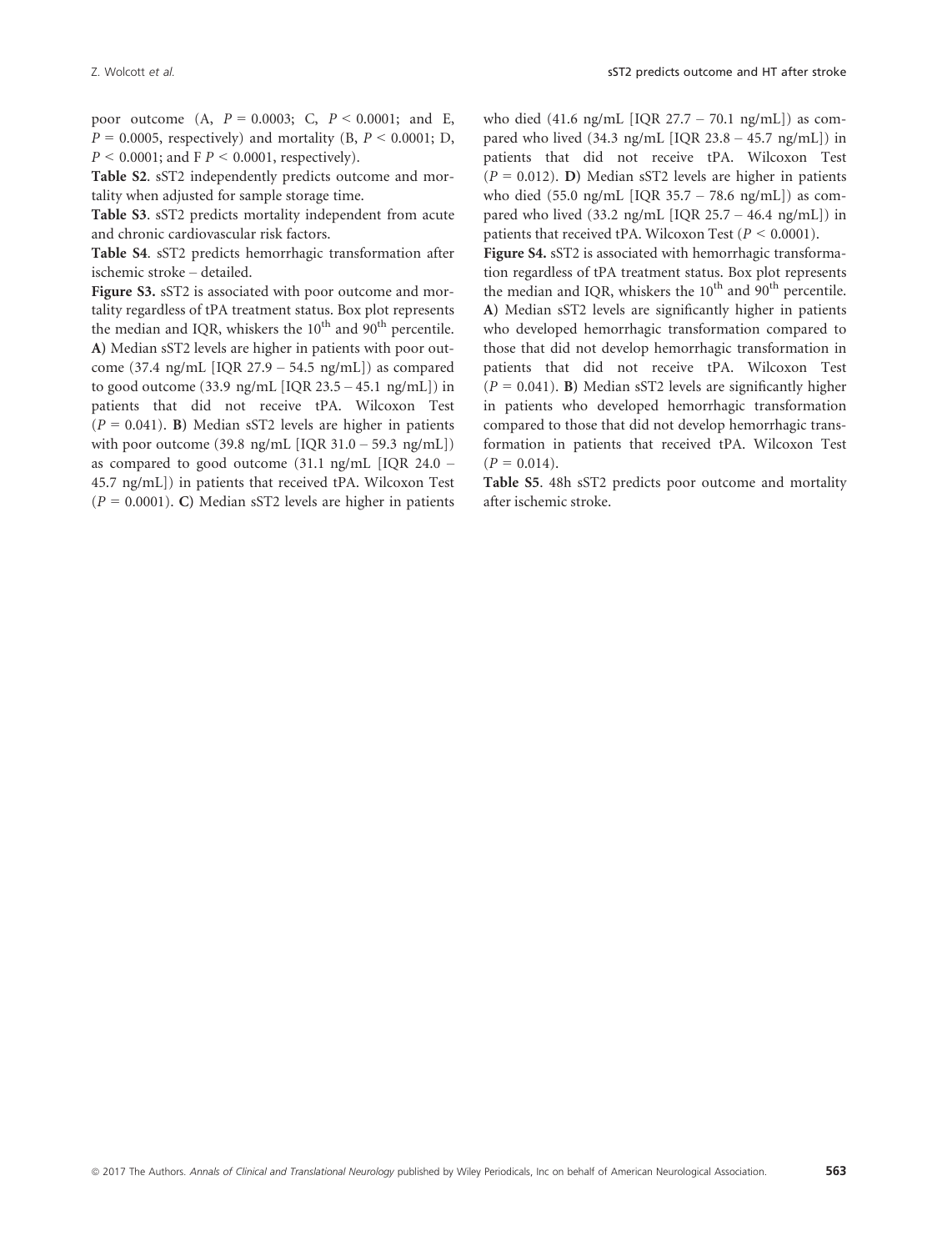poor outcome (A, $P = 0.0003$; C, $P < 0.0001$; and E, $P = 0.0005$, respectively) and mortality (B, $P < 0.0001$; D, $P < 0.0001$; and F $P < 0.0001$, respectively).

**Table S2**. sST2 independently predicts outcome and mortality when adjusted for sample storage time.

**Table S3**. sST2 predicts mortality independent from acute and chronic cardiovascular risk factors.

**Table S4**. sST2 predicts hemorrhagic transformation after ischemic stroke – detailed.

**Figure S3.** sST2 is associated with poor outcome and mortality regardless of tPA treatment status. Box plot represents the median and IQR, whiskers the $10^{th}$ and $90^{th}$ percentile. **A**) Median sST2 levels are higher in patients with poor outcome (37.4 ng/mL [IQR 27.9 – 54.5 ng/mL]) as compared to good outcome (33.9 ng/mL [IQR 23.5 – 45.1 ng/mL]) in patients that did not receive tPA. Wilcoxon Test ($P = 0.041$). **B**) Median sST2 levels are higher in patients with poor outcome (39.8 ng/mL [IQR 31.0 – 59.3 ng/mL]) as compared to good outcome (31.1 ng/mL [IQR 24.0 – 45.7 ng/mL]) in patients that received tPA. Wilcoxon Test ($P = 0.0001$). **C**) Median sST2 levels are higher in patients who died (41.6 ng/mL [IQR 27.7 – 70.1 ng/mL]) as compared who lived (34.3 ng/mL [IQR 23.8 – 45.7 ng/mL]) in patients that did not receive tPA. Wilcoxon Test ($P = 0.012$). **D**) Median sST2 levels are higher in patients who died (55.0 ng/mL [IQR 35.7 – 78.6 ng/mL]) as compared who lived (33.2 ng/mL [IQR 25.7 – 46.4 ng/mL]) in patients that received tPA. Wilcoxon Test ($P < 0.0001$).

**Figure S4.** sST2 is associated with hemorrhagic transformation regardless of tPA treatment status. Box plot represents the median and IQR, whiskers the $10^{th}$ and $90^{th}$ percentile. **A**) Median sST2 levels are significantly higher in patients who developed hemorrhagic transformation compared to those that did not develop hemorrhagic transformation in patients that did not receive tPA. Wilcoxon Test ($P = 0.041$). **B**) Median sST2 levels are significantly higher in patients who developed hemorrhagic transformation compared to those that did not develop hemorrhagic transformation in patients that received tPA. Wilcoxon Test ($P = 0.014$).

**Table S5**. 48h sST2 predicts poor outcome and mortality after ischemic stroke.